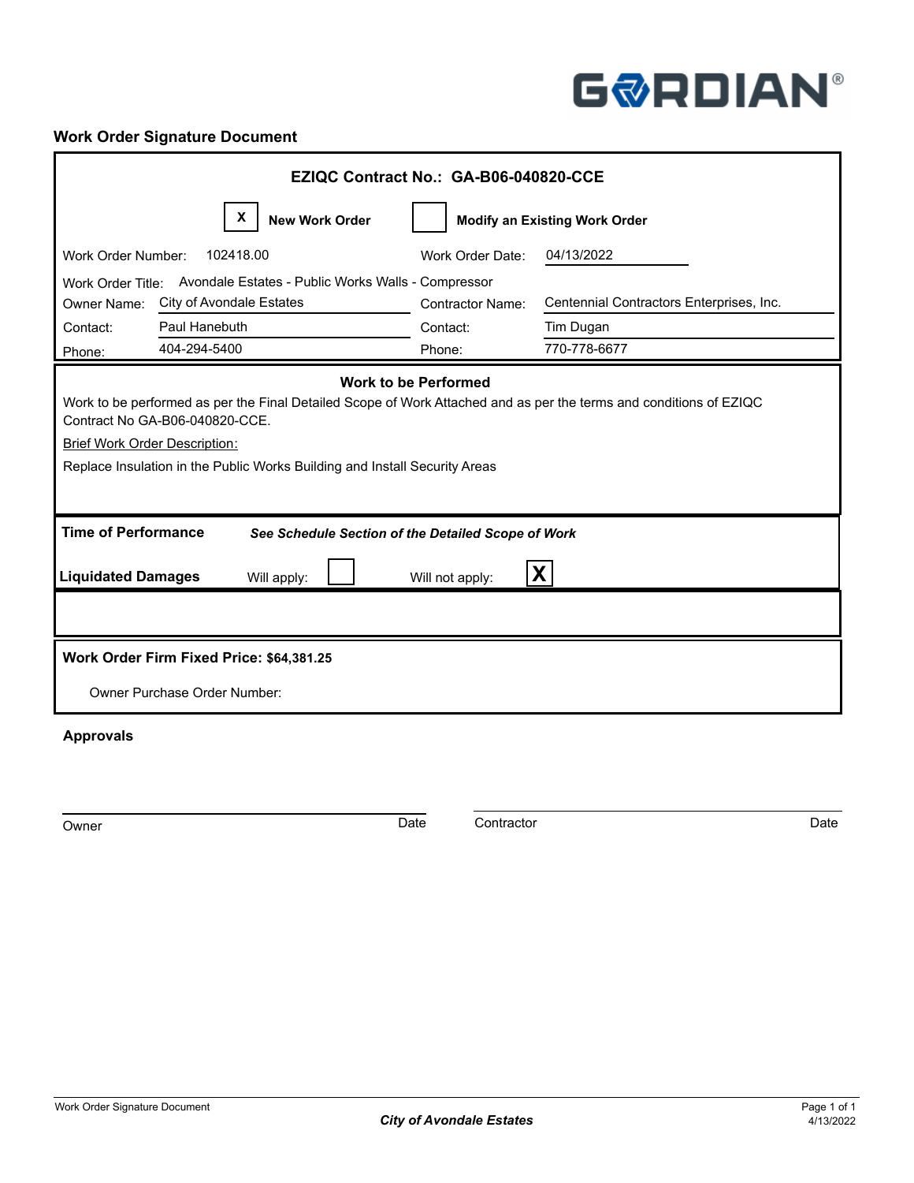GORDIAN®

## Work Order Signature Document

**EZIQC Contract No.: GA-B06-040820-CCE**

[X] **New Work Order** [ ] **Modify an Existing Work Order**

| | | | |
|---|---|---|---|
| Work Order Number: | 102418.00 | Work Order Date: | 04/13/2022 |
| Work Order Title: | Avondale Estates - Public Works Walls - Compressor | | |
| Owner Name: | City of Avondale Estates | Contractor Name: | Centennial Contractors Enterprises, Inc. |
| Contact: | Paul Hanebuth | Contact: | Tim Dugan |
| Phone: | 404-294-5400 | Phone: | 770-778-6677 |

**Work to be Performed**

Work to be performed as per the Final Detailed Scope of Work Attached and as per the terms and conditions of EZIQC Contract No GA-B06-040820-CCE.

Brief Work Order Description:

Replace Insulation in the Public Works Building and Install Security Areas

**Time of Performance** ***See Schedule Section of the Detailed Scope of Work***

**Liquidated Damages** Will apply: [ ] Will not apply: [X]

**Work Order Firm Fixed Price: $64,381.25**

Owner Purchase Order Number:

**Approvals**

| | | | |
|---|---|---|---|
| Owner | Date | Contractor | Date |

*City of Avondale Estates*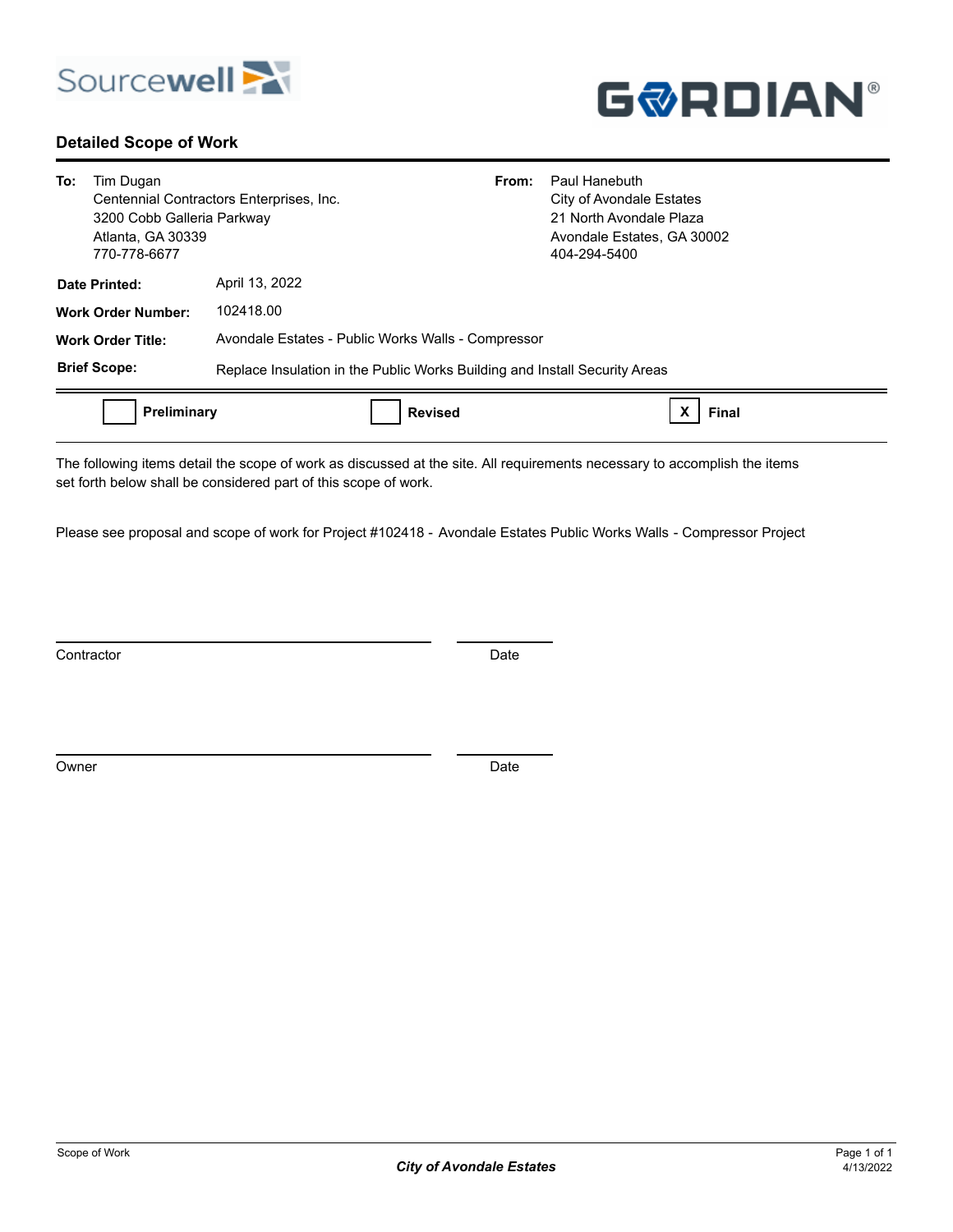## Detailed Scope of Work

| | | | |
|---|---|---|---|
| **To:** | Tim Dugan<br>Centennial Contractors Enterprises, Inc.<br>3200 Cobb Galleria Parkway<br>Atlanta, GA 30339<br>770-778-6677 | **From:** | Paul Hanebuth<br>City of Avondale Estates<br>21 North Avondale Plaza<br>Avondale Estates, GA 30002<br>404-294-5400 |

**Date Printed:** April 13, 2022

**Work Order Number:** 102418.00

**Work Order Title:** Avondale Estates - Public Works Walls - Compressor

**Brief Scope:** Replace Insulation in the Public Works Building and Install Security Areas

☐ **Preliminary** ☐ **Revised** ☒ **Final**

The following items detail the scope of work as discussed at the site. All requirements necessary to accomplish the items set forth below shall be considered part of this scope of work.

Please see proposal and scope of work for Project #102418 - Avondale Estates Public Works Walls - Compressor Project

_________________________________ ____________

Contractor Date

_________________________________ ____________

Owner Date

***City of Avondale Estates***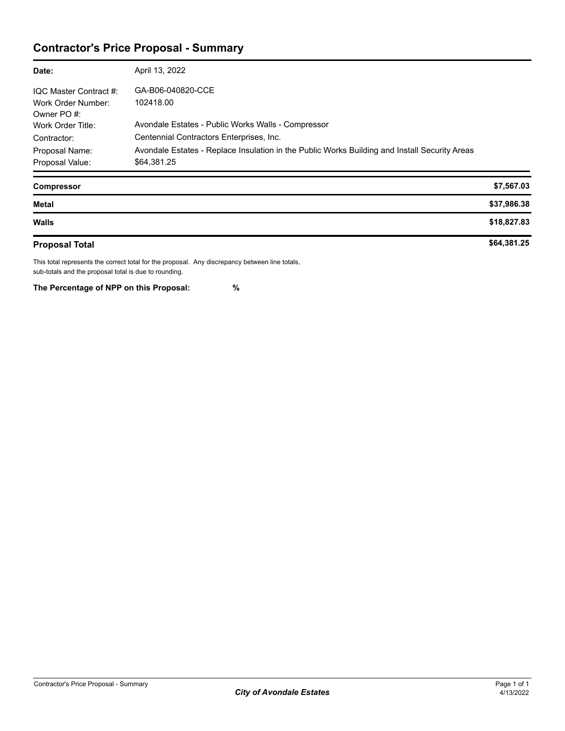# Contractor's Price Proposal - Summary

| | |
|---|---|
| **Date:** | April 13, 2022 |
| IQC Master Contract #: | GA-B06-040820-CCE |
| Work Order Number: | 102418.00 |
| Owner PO #: | |
| Work Order Title: | Avondale Estates - Public Works Walls - Compressor |
| Contractor: | Centennial Contractors Enterprises, Inc. |
| Proposal Name: | Avondale Estates - Replace Insulation in the Public Works Building and Install Security Areas |
| Proposal Value: | $64,381.25 |

| | |
|---|---|
| **Compressor** | **$7,567.03** |
| **Metal** | **$37,986.38** |
| **Walls** | **$18,827.83** |
| **Proposal Total** | **$64,381.25** |

This total represents the correct total for the proposal. Any discrepancy between line totals, sub-totals and the proposal total is due to rounding.

**The Percentage of NPP on this Proposal: %**

Contractor's Price Proposal - Summary

***City of Avondale Estates***

4/13/2022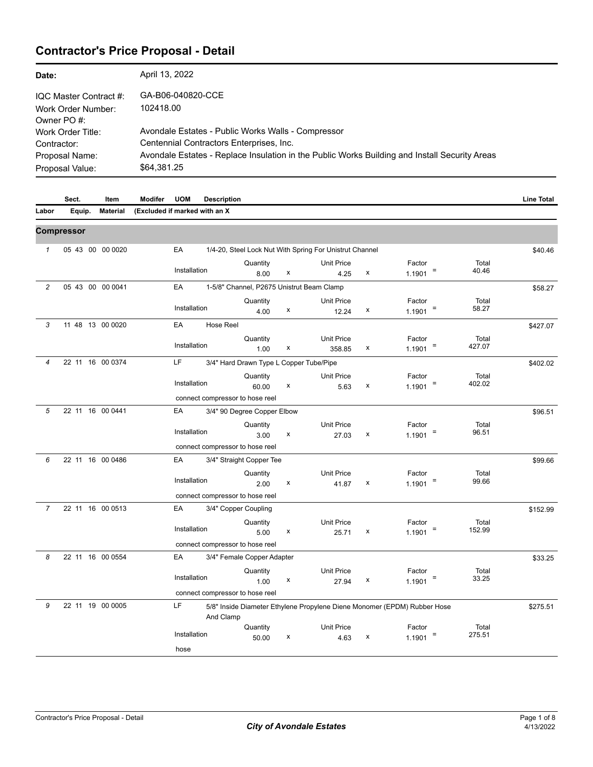# Contractor's Price Proposal - Detail

| | |
|---|---|
| **Date:** | April 13, 2022 |
| IQC Master Contract #: | GA-B06-040820-CCE |
| Work Order Number: | 102418.00 |
| Owner PO #: | |
| Work Order Title: | Avondale Estates - Public Works Walls - Compressor |
| Contractor: | Centennial Contractors Enterprises, Inc. |
| Proposal Name: | Avondale Estates - Replace Insulation in the Public Works Building and Install Security Areas |
| Proposal Value: | $64,381.25 |

| | Sect. | Item | Modifer | UOM | Description | Line Total |
|---|---|---|---|---|---|---|
| **Labor** | **Equip.** | **Material** | **(Excluded if marked with an X** | | | |

## Compressor

| # | Sect. | Item | UOM | Description | | Quantity | | Unit Price | | Factor | | Total | Line Total |
|---|---|---|---|---|---|---|---|---|---|---|---|---|---|
| 1 | 05 43 00 | 00 0020 | EA | 1/4-20, Steel Lock Nut With Spring For Unistrut Channel | Installation | 8.00 | x | 4.25 | x | 1.1901 | = | 40.46 | $40.46 |
| 2 | 05 43 00 | 00 0041 | EA | 1-5/8" Channel, P2675 Unistrut Beam Clamp | Installation | 4.00 | x | 12.24 | x | 1.1901 | = | 58.27 | $58.27 |
| 3 | 11 48 13 | 00 0020 | EA | Hose Reel | Installation | 1.00 | x | 358.85 | x | 1.1901 | = | 427.07 | $427.07 |
| 4 | 22 11 16 | 00 0374 | LF | 3/4" Hard Drawn Type L Copper Tube/Pipe<br>connect compressor to hose reel | Installation | 60.00 | x | 5.63 | x | 1.1901 | = | 402.02 | $402.02 |
| 5 | 22 11 16 | 00 0441 | EA | 3/4" 90 Degree Copper Elbow<br>connect compressor to hose reel | Installation | 3.00 | x | 27.03 | x | 1.1901 | = | 96.51 | $96.51 |
| 6 | 22 11 16 | 00 0486 | EA | 3/4" Straight Copper Tee<br>connect compressor to hose reel | Installation | 2.00 | x | 41.87 | x | 1.1901 | = | 99.66 | $99.66 |
| 7 | 22 11 16 | 00 0513 | EA | 3/4" Copper Coupling<br>connect compressor to hose reel | Installation | 5.00 | x | 25.71 | x | 1.1901 | = | 152.99 | $152.99 |
| 8 | 22 11 16 | 00 0554 | EA | 3/4" Female Copper Adapter<br>connect compressor to hose reel | Installation | 1.00 | x | 27.94 | x | 1.1901 | = | 33.25 | $33.25 |
| 9 | 22 11 19 | 00 0005 | LF | 5/8" Inside Diameter Ethylene Propylene Diene Monomer (EPDM) Rubber Hose And Clamp<br>hose | Installation | 50.00 | x | 4.63 | x | 1.1901 | = | 275.51 | $275.51 |

Contractor's Price Proposal - Detail

*City of Avondale Estates*

4/13/2022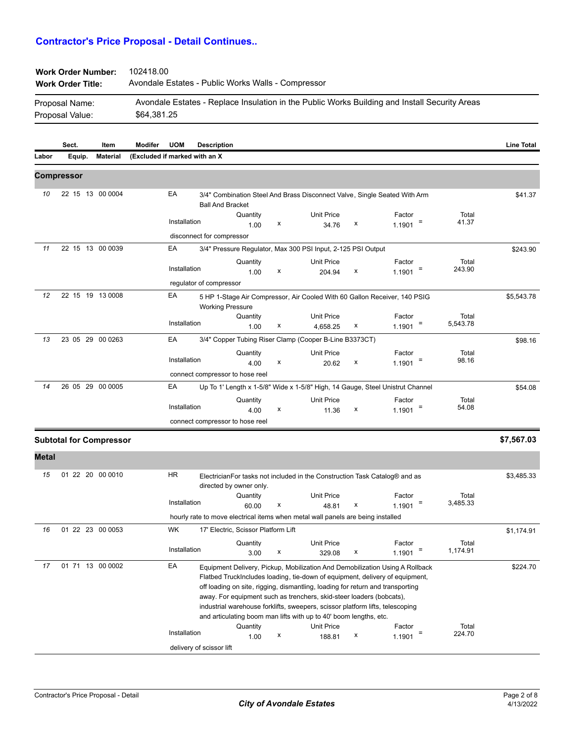## Contractor's Price Proposal - Detail Continues..

**Work Order Number:** 102418.00
**Work Order Title:** Avondale Estates - Public Works Walls - Compressor

Proposal Name: Avondale Estates - Replace Insulation in the Public Works Building and Install Security Areas
Proposal Value: $64,381.25

| | Sect. | Item | Modifer | UOM | Description | | | | Line Total |
|---|---|---|---|---|---|---|---|---|---|
| Labor | Equip. | Material | (Excluded if marked with an X | | | | | | |

### Compressor

| # | Sect./Item | UOM | Description | Quantity | Unit Price | Factor | Total | Line Total |
|---|---|---|---|---|---|---|---|---|
| 10 | 22 15 13 00 0004 | EA | 3/4" Combination Steel And Brass Disconnect Valve, Single Seated With Arm Ball And Bracket | | | | | $41.37 |
| | | Installation | | 1.00 | x 34.76 | x 1.1901 | = 41.37 | |
| | | | disconnect for compressor | | | | | |
| 11 | 22 15 13 00 0039 | EA | 3/4" Pressure Regulator, Max 300 PSI Input, 2-125 PSI Output | | | | | $243.90 |
| | | Installation | | 1.00 | x 204.94 | x 1.1901 | = 243.90 | |
| | | | regulator of compressor | | | | | |
| 12 | 22 15 19 13 0008 | EA | 5 HP 1-Stage Air Compressor, Air Cooled With 60 Gallon Receiver, 140 PSIG Working Pressure | | | | | $5,543.78 |
| | | Installation | | 1.00 | x 4,658.25 | x 1.1901 | = 5,543.78 | |
| 13 | 23 05 29 00 0263 | EA | 3/4" Copper Tubing Riser Clamp (Cooper B-Line B3373CT) | | | | | $98.16 |
| | | Installation | | 4.00 | x 20.62 | x 1.1901 | = 98.16 | |
| | | | connect compressor to hose reel | | | | | |
| 14 | 26 05 29 00 0005 | EA | Up To 1' Length x 1-5/8" Wide x 1-5/8" High, 14 Gauge, Steel Unistrut Channel | | | | | $54.08 |
| | | Installation | | 4.00 | x 11.36 | x 1.1901 | = 54.08 | |
| | | | connect compressor to hose reel | | | | | |

**Subtotal for Compressor** **$7,567.03**

### Metal

| # | Sect./Item | UOM | Description | Quantity | Unit Price | Factor | Total | Line Total |
|---|---|---|---|---|---|---|---|---|
| 15 | 01 22 20 00 0010 | HR | ElectricianFor tasks not included in the Construction Task Catalog® and as directed by owner only. | | | | | $3,485.33 |
| | | Installation | | 60.00 | x 48.81 | x 1.1901 | = 3,485.33 | |
| | | | hourly rate to move electrical items when metal wall panels are being installed | | | | | |
| 16 | 01 22 23 00 0053 | WK | 17' Electric, Scissor Platform Lift | | | | | $1,174.91 |
| | | Installation | | 3.00 | x 329.08 | x 1.1901 | = 1,174.91 | |
| 17 | 01 71 13 00 0002 | EA | Equipment Delivery, Pickup, Mobilization And Demobilization Using A Rollback Flatbed TruckIncludes loading, tie-down of equipment, delivery of equipment, off loading on site, rigging, dismantling, loading for return and transporting away. For equipment such as trenchers, skid-steer loaders (bobcats), industrial warehouse forklifts, sweepers, scissor platform lifts, telescoping and articulating boom man lifts with up to 40' boom lengths, etc. | | | | | $224.70 |
| | | Installation | | 1.00 | x 188.81 | x 1.1901 | = 224.70 | |
| | | | delivery of scissor lift | | | | | |

Contractor's Price Proposal - Detail

*City of Avondale Estates*

4/13/2022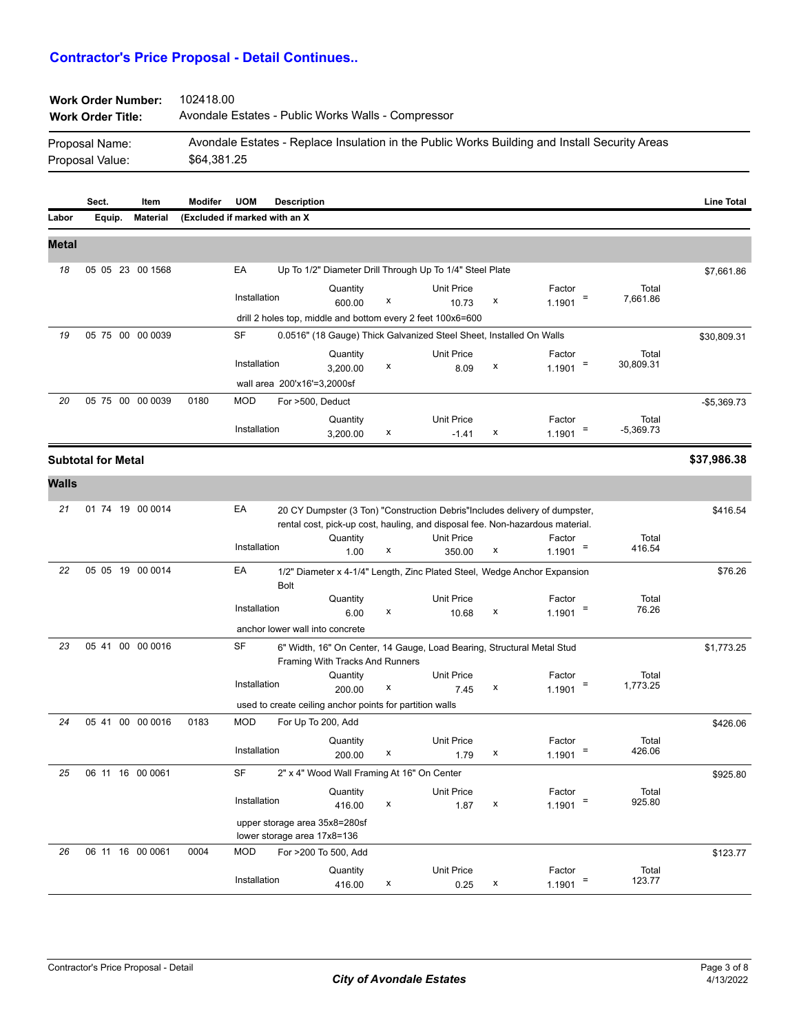## Contractor's Price Proposal - Detail Continues..

**Work Order Number:** 102418.00
**Work Order Title:** Avondale Estates - Public Works Walls - Compressor

Proposal Name: Avondale Estates - Replace Insulation in the Public Works Building and Install Security Areas
Proposal Value: $64,381.25

| | Sect. | Item | Modifer | UOM | Description | Line Total |
|---|---|---|---|---|---|---|
| Labor | Equip. | Material | (Excluded if marked with an X | | | |

### Metal

| # | Sect. | Item | Modifier | UOM | Description | | Quantity | | Unit Price | | Factor | | Total | Line Total |
|---|---|---|---|---|---|---|---|---|---|---|---|---|---|---|
| 18 | 05 05 23 | 00 1568 | | EA | Up To 1/2" Diameter Drill Through Up To 1/4" Steel Plate | Installation | 600.00 | x | 10.73 | x | 1.1901 | = | 7,661.86 | $7,661.86 |
| | | | | | drill 2 holes top, middle and bottom every 2 feet 100x6=600 | | | | | | | | | |
| 19 | 05 75 00 | 00 0039 | | SF | 0.0516" (18 Gauge) Thick Galvanized Steel Sheet, Installed On Walls | Installation | 3,200.00 | x | 8.09 | x | 1.1901 | = | 30,809.31 | $30,809.31 |
| | | | | | wall area 200'x16'=3,2000sf | | | | | | | | | |
| 20 | 05 75 00 | 00 0039 | 0180 | MOD | For >500, Deduct | Installation | 3,200.00 | x | -1.41 | x | 1.1901 | = | -5,369.73 | -$5,369.73 |

**Subtotal for Metal** **$37,986.38**

### Walls

| # | Sect. | Item | Modifier | UOM | Description | | Quantity | | Unit Price | | Factor | | Total | Line Total |
|---|---|---|---|---|---|---|---|---|---|---|---|---|---|---|
| 21 | 01 74 19 | 00 0014 | | EA | 20 CY Dumpster (3 Ton) "Construction Debris"Includes delivery of dumpster, rental cost, pick-up cost, hauling, and disposal fee. Non-hazardous material. | Installation | 1.00 | x | 350.00 | x | 1.1901 | = | 416.54 | $416.54 |
| 22 | 05 05 19 | 00 0014 | | EA | 1/2" Diameter x 4-1/4" Length, Zinc Plated Steel, Wedge Anchor Expansion Bolt | Installation | 6.00 | x | 10.68 | x | 1.1901 | = | 76.26 | $76.26 |
| | | | | | anchor lower wall into concrete | | | | | | | | | |
| 23 | 05 41 00 | 00 0016 | | SF | 6" Width, 16" On Center, 14 Gauge, Load Bearing, Structural Metal Stud Framing With Tracks And Runners | Installation | 200.00 | x | 7.45 | x | 1.1901 | = | 1,773.25 | $1,773.25 |
| | | | | | used to create ceiling anchor points for partition walls | | | | | | | | | |
| 24 | 05 41 00 | 00 0016 | 0183 | MOD | For Up To 200, Add | Installation | 200.00 | x | 1.79 | x | 1.1901 | = | 426.06 | $426.06 |
| 25 | 06 11 16 | 00 0061 | | SF | 2" x 4" Wood Wall Framing At 16" On Center | Installation | 416.00 | x | 1.87 | x | 1.1901 | = | 925.80 | $925.80 |
| | | | | | upper storage area 35x8=280sf<br>lower storage area 17x8=136 | | | | | | | | | |
| 26 | 06 11 16 | 00 0061 | 0004 | MOD | For >200 To 500, Add | Installation | 416.00 | x | 0.25 | x | 1.1901 | = | 123.77 | $123.77 |

Contractor's Price Proposal - Detail
*City of Avondale Estates*
4/13/2022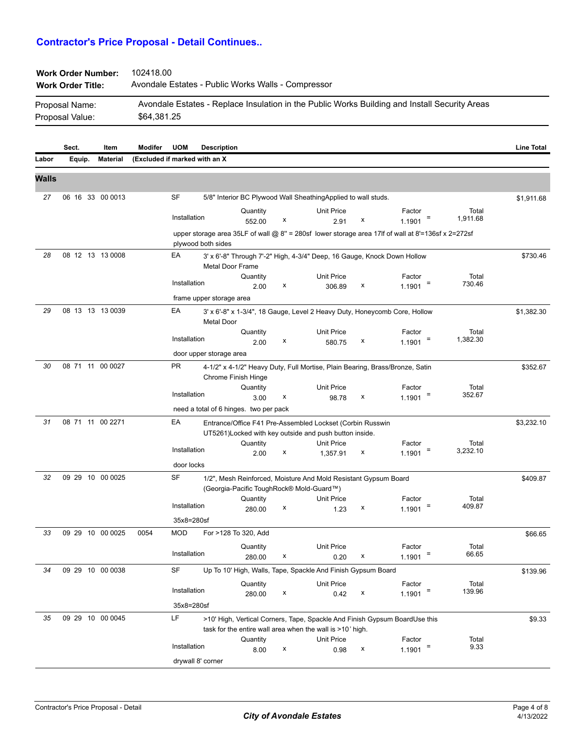## Contractor's Price Proposal - Detail Continues..

**Work Order Number:** 102418.00
**Work Order Title:** Avondale Estates - Public Works Walls - Compressor

Proposal Name: Avondale Estates - Replace Insulation in the Public Works Building and Install Security Areas
Proposal Value: $64,381.25

| | Sect. | Item | Modifer | UOM | Description | Line Total |
|---|---|---|---|---|---|---|
| Labor | Equip. | Material | (Excluded if marked with an X | | | |

### Walls

| # | Sect. / Item | Modifier | UOM | Description | Quantity | | Unit Price | | Factor | | Total | Line Total |
|---|---|---|---|---|---|---|---|---|---|---|---|---|
| 27 | 06 16 33 00 0013 | | SF | 5/8" Interior BC Plywood Wall SheathingApplied to wall studs. | | | | | | | | $1,911.68 |
| | | | | Installation | 552.00 | x | 2.91 | x | 1.1901 | = | 1,911.68 | |
| | | | | upper storage area 35LF of wall @ 8" = 280sf lower storage area 17lf of wall at 8'=136sf x 2=272sf plywood both sides | | | | | | | | |
| 28 | 08 12 13 13 0008 | | EA | 3' x 6'-8" Through 7'-2" High, 4-3/4" Deep, 16 Gauge, Knock Down Hollow Metal Door Frame | | | | | | | | $730.46 |
| | | | | Installation | 2.00 | x | 306.89 | x | 1.1901 | = | 730.46 | |
| | | | | frame upper storage area | | | | | | | | |
| 29 | 08 13 13 13 0039 | | EA | 3' x 6'-8" x 1-3/4", 18 Gauge, Level 2 Heavy Duty, Honeycomb Core, Hollow Metal Door | | | | | | | | $1,382.30 |
| | | | | Installation | 2.00 | x | 580.75 | x | 1.1901 | = | 1,382.30 | |
| | | | | door upper storage area | | | | | | | | |
| 30 | 08 71 11 00 0027 | | PR | 4-1/2" x 4-1/2" Heavy Duty, Full Mortise, Plain Bearing, Brass/Bronze, Satin Chrome Finish Hinge | | | | | | | | $352.67 |
| | | | | Installation | 3.00 | x | 98.78 | x | 1.1901 | = | 352.67 | |
| | | | | need a total of 6 hinges. two per pack | | | | | | | | |
| 31 | 08 71 11 00 2271 | | EA | Entrance/Office F41 Pre-Assembled Lockset (Corbin Russwin UT5261)Locked with key outside and push button inside. | | | | | | | | $3,232.10 |
| | | | | Installation | 2.00 | x | 1,357.91 | x | 1.1901 | = | 3,232.10 | |
| | | | | door locks | | | | | | | | |
| 32 | 09 29 10 00 0025 | | SF | 1/2", Mesh Reinforced, Moisture And Mold Resistant Gypsum Board (Georgia-Pacific ToughRock® Mold-Guard™) | | | | | | | | $409.87 |
| | | | | Installation | 280.00 | x | 1.23 | x | 1.1901 | = | 409.87 | |
| | | | | 35x8=280sf | | | | | | | | |
| 33 | 09 29 10 00 0025 | 0054 | MOD | For >128 To 320, Add | | | | | | | | $66.65 |
| | | | | Installation | 280.00 | x | 0.20 | x | 1.1901 | = | 66.65 | |
| 34 | 09 29 10 00 0038 | | SF | Up To 10' High, Walls, Tape, Spackle And Finish Gypsum Board | | | | | | | | $139.96 |
| | | | | Installation | 280.00 | x | 0.42 | x | 1.1901 | = | 139.96 | |
| | | | | 35x8=280sf | | | | | | | | |
| 35 | 09 29 10 00 0045 | | LF | >10' High, Vertical Corners, Tape, Spackle And Finish Gypsum BoardUse this task for the entire wall area when the wall is >10' high. | | | | | | | | $9.33 |
| | | | | Installation | 8.00 | x | 0.98 | x | 1.1901 | = | 9.33 | |
| | | | | drywall 8' corner | | | | | | | | |

Contractor's Price Proposal - Detail

*City of Avondale Estates*

4/13/2022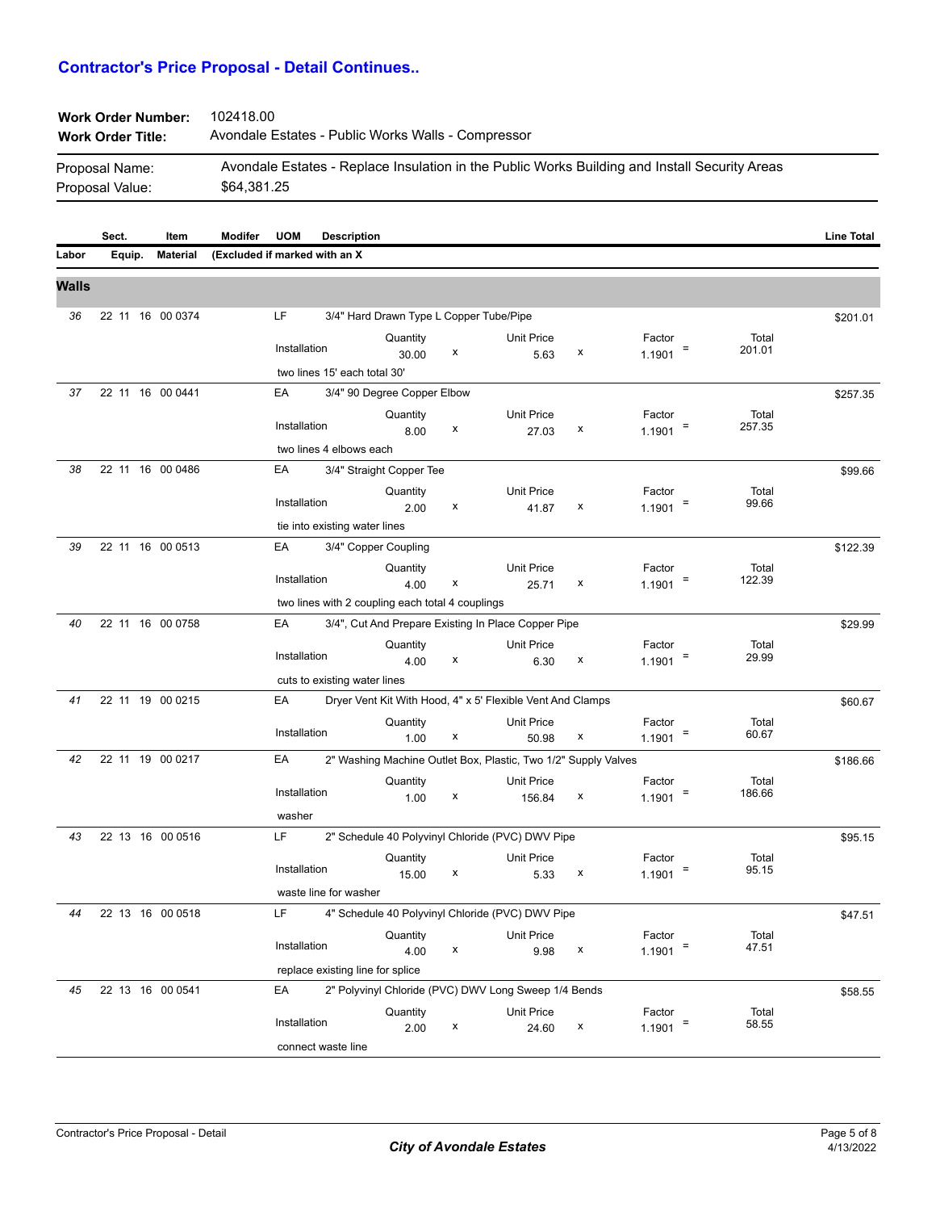## Contractor's Price Proposal - Detail Continues..

**Work Order Number:** 102418.00
**Work Order Title:** Avondale Estates - Public Works Walls - Compressor

Proposal Name: Avondale Estates - Replace Insulation in the Public Works Building and Install Security Areas
Proposal Value: $64,381.25

| | Sect. | Item | Modifer | UOM | Description | Line Total |
|---|---|---|---|---|---|---|
| Labor | Equip. | Material | (Excluded if marked with an X | | | |

### Walls

| # | Sect. / Item | UOM | Description | Quantity | | Unit Price | | Factor | | Total | Line Total |
|---|---|---|---|---|---|---|---|---|---|---|---|
| 36 | 22 11 16 00 0374 | LF | 3/4" Hard Drawn Type L Copper Tube/Pipe | | | | | | | | $201.01 |
| | | | Installation | 30.00 | x | 5.63 | x | 1.1901 | = | 201.01 | |
| | | | two lines 15' each total 30' | | | | | | | | |
| 37 | 22 11 16 00 0441 | EA | 3/4" 90 Degree Copper Elbow | | | | | | | | $257.35 |
| | | | Installation | 8.00 | x | 27.03 | x | 1.1901 | = | 257.35 | |
| | | | two lines 4 elbows each | | | | | | | | |
| 38 | 22 11 16 00 0486 | EA | 3/4" Straight Copper Tee | | | | | | | | $99.66 |
| | | | Installation | 2.00 | x | 41.87 | x | 1.1901 | = | 99.66 | |
| | | | tie into existing water lines | | | | | | | | |
| 39 | 22 11 16 00 0513 | EA | 3/4" Copper Coupling | | | | | | | | $122.39 |
| | | | Installation | 4.00 | x | 25.71 | x | 1.1901 | = | 122.39 | |
| | | | two lines with 2 coupling each total 4 couplings | | | | | | | | |
| 40 | 22 11 16 00 0758 | EA | 3/4", Cut And Prepare Existing In Place Copper Pipe | | | | | | | | $29.99 |
| | | | Installation | 4.00 | x | 6.30 | x | 1.1901 | = | 29.99 | |
| | | | cuts to existing water lines | | | | | | | | |
| 41 | 22 11 19 00 0215 | EA | Dryer Vent Kit With Hood, 4" x 5' Flexible Vent And Clamps | | | | | | | | $60.67 |
| | | | Installation | 1.00 | x | 50.98 | x | 1.1901 | = | 60.67 | |
| 42 | 22 11 19 00 0217 | EA | 2" Washing Machine Outlet Box, Plastic, Two 1/2" Supply Valves | | | | | | | | $186.66 |
| | | | Installation | 1.00 | x | 156.84 | x | 1.1901 | = | 186.66 | |
| | | | washer | | | | | | | | |
| 43 | 22 13 16 00 0516 | LF | 2" Schedule 40 Polyvinyl Chloride (PVC) DWV Pipe | | | | | | | | $95.15 |
| | | | Installation | 15.00 | x | 5.33 | x | 1.1901 | = | 95.15 | |
| | | | waste line for washer | | | | | | | | |
| 44 | 22 13 16 00 0518 | LF | 4" Schedule 40 Polyvinyl Chloride (PVC) DWV Pipe | | | | | | | | $47.51 |
| | | | Installation | 4.00 | x | 9.98 | x | 1.1901 | = | 47.51 | |
| | | | replace existing line for splice | | | | | | | | |
| 45 | 22 13 16 00 0541 | EA | 2" Polyvinyl Chloride (PVC) DWV Long Sweep 1/4 Bends | | | | | | | | $58.55 |
| | | | Installation | 2.00 | x | 24.60 | x | 1.1901 | = | 58.55 | |
| | | | connect waste line | | | | | | | | |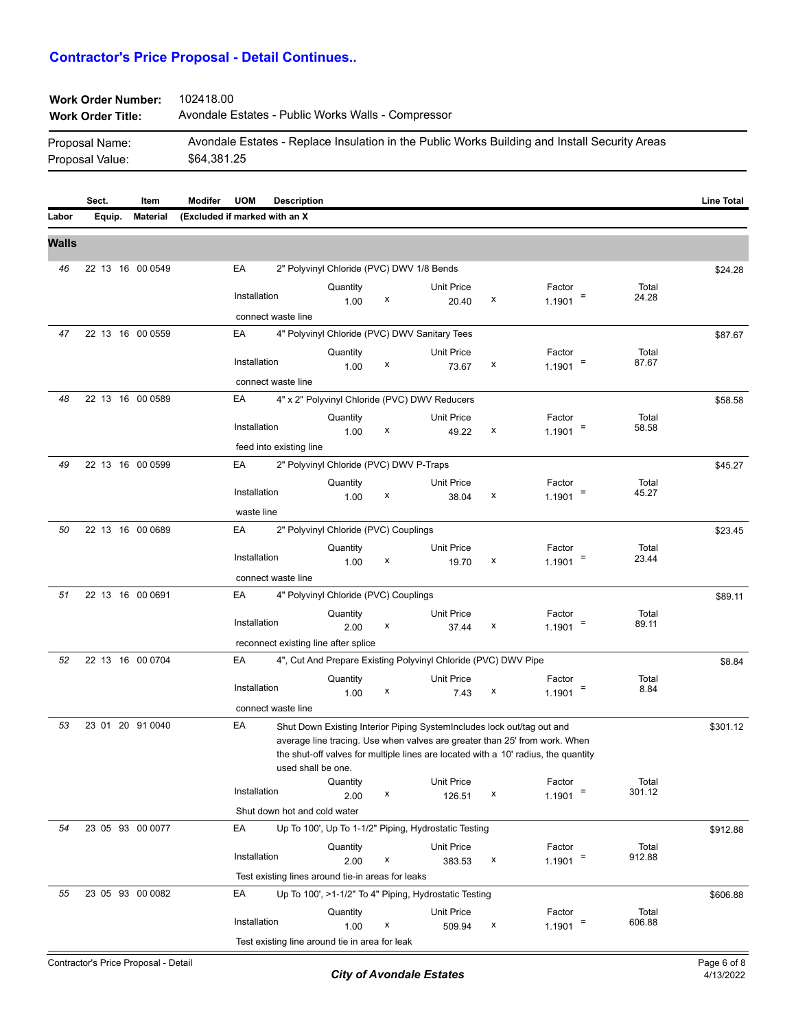## Contractor's Price Proposal - Detail Continues..

**Work Order Number:** 102418.00
**Work Order Title:** Avondale Estates - Public Works Walls - Compressor

Proposal Name: Avondale Estates - Replace Insulation in the Public Works Building and Install Security Areas
Proposal Value: $64,381.25

| Sect. | Item | Modifer | UOM | Description | Line Total |
|---|---|---|---|---|---|
| Labor / Equip. / Material | | (Excluded if marked with an X | | | |

### Walls

| # | Sect. / Item | UOM | Description | Type | Quantity | | Unit Price | | Factor | | Total | Line Total |
|---|---|---|---|---|---|---|---|---|---|---|---|---|
| 46 | 22 13 16 00 0549 | EA | 2" Polyvinyl Chloride (PVC) DWV 1/8 Bends | Installation | 1.00 | x | 20.40 | x | 1.1901 | = | 24.28 | $24.28 |
| | | | connect waste line | | | | | | | | | |
| 47 | 22 13 16 00 0559 | EA | 4" Polyvinyl Chloride (PVC) DWV Sanitary Tees | Installation | 1.00 | x | 73.67 | x | 1.1901 | = | 87.67 | $87.67 |
| | | | connect waste line | | | | | | | | | |
| 48 | 22 13 16 00 0589 | EA | 4" x 2" Polyvinyl Chloride (PVC) DWV Reducers | Installation | 1.00 | x | 49.22 | x | 1.1901 | = | 58.58 | $58.58 |
| | | | feed into existing line | | | | | | | | | |
| 49 | 22 13 16 00 0599 | EA | 2" Polyvinyl Chloride (PVC) DWV P-Traps | Installation | 1.00 | x | 38.04 | x | 1.1901 | = | 45.27 | $45.27 |
| | | | waste line | | | | | | | | | |
| 50 | 22 13 16 00 0689 | EA | 2" Polyvinyl Chloride (PVC) Couplings | Installation | 1.00 | x | 19.70 | x | 1.1901 | = | 23.44 | $23.45 |
| | | | connect waste line | | | | | | | | | |
| 51 | 22 13 16 00 0691 | EA | 4" Polyvinyl Chloride (PVC) Couplings | Installation | 2.00 | x | 37.44 | x | 1.1901 | = | 89.11 | $89.11 |
| | | | reconnect existing line after splice | | | | | | | | | |
| 52 | 22 13 16 00 0704 | EA | 4", Cut And Prepare Existing Polyvinyl Chloride (PVC) DWV Pipe | Installation | 1.00 | x | 7.43 | x | 1.1901 | = | 8.84 | $8.84 |
| | | | connect waste line | | | | | | | | | |
| 53 | 23 01 20 91 0040 | EA | Shut Down Existing Interior Piping SystemIncludes lock out/tag out and average line tracing. Use when valves are greater than 25' from work. When the shut-off valves for multiple lines are located with a 10' radius, the quantity used shall be one. | Installation | 2.00 | x | 126.51 | x | 1.1901 | = | 301.12 | $301.12 |
| | | | Shut down hot and cold water | | | | | | | | | |
| 54 | 23 05 93 00 0077 | EA | Up To 100', Up To 1-1/2" Piping, Hydrostatic Testing | Installation | 2.00 | x | 383.53 | x | 1.1901 | = | 912.88 | $912.88 |
| | | | Test existing lines around tie-in areas for leaks | | | | | | | | | |
| 55 | 23 05 93 00 0082 | EA | Up To 100', >1-1/2" To 4" Piping, Hydrostatic Testing | Installation | 1.00 | x | 509.94 | x | 1.1901 | = | 606.88 | $606.88 |
| | | | Test existing line around tie in area for leak | | | | | | | | | |

Contractor's Price Proposal - Detail

*City of Avondale Estates*

4/13/2022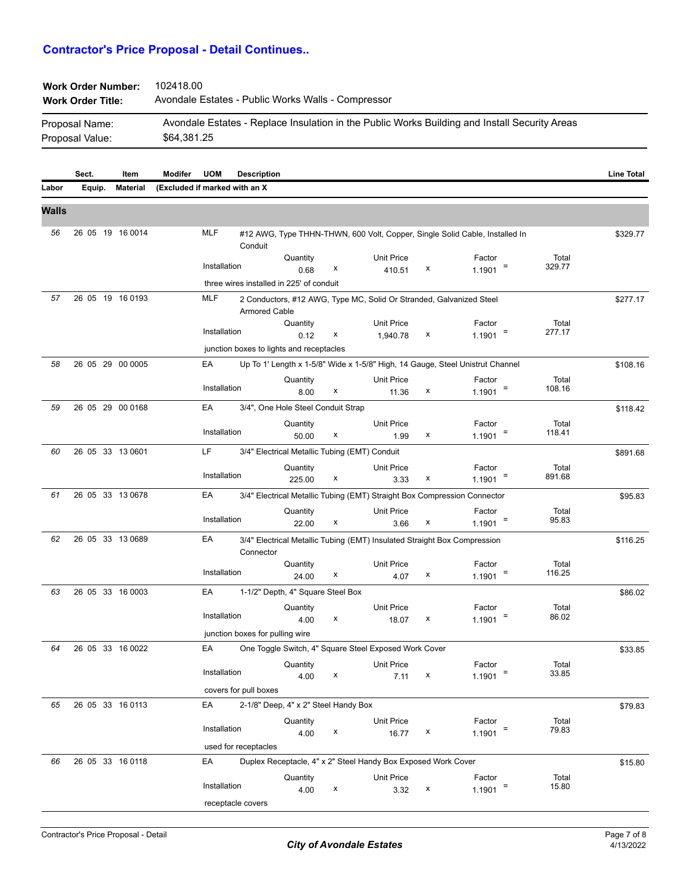## Contractor's Price Proposal - Detail Continues..

**Work Order Number:** 102418.00
**Work Order Title:** Avondale Estates - Public Works Walls - Compressor

Proposal Name: Avondale Estates - Replace Insulation in the Public Works Building and Install Security Areas
Proposal Value: $64,381.25

| Sect. | Item | Modifer | UOM | Description | Line Total |
|---|---|---|---|---|---|
| **Labor / Equip. / Material** | | **(Excluded if marked with an X** | | | |

### Walls

| # | Sect. / Item | UOM | Description | Quantity | | Unit Price | | Factor | | Total | Line Total |
|---|---|---|---|---|---|---|---|---|---|---|---|
| 56 | 26 05 19 16 0014 | MLF | #12 AWG, Type THHN-THWN, 600 Volt, Copper, Single Solid Cable, Installed In Conduit | | | | | | | | $329.77 |
| | | | Installation | 0.68 | x | 410.51 | x | 1.1901 | = | 329.77 | |
| | | | three wires installed in 225' of conduit | | | | | | | | |
| 57 | 26 05 19 16 0193 | MLF | 2 Conductors, #12 AWG, Type MC, Solid Or Stranded, Galvanized Steel Armored Cable | | | | | | | | $277.17 |
| | | | Installation | 0.12 | x | 1,940.78 | x | 1.1901 | = | 277.17 | |
| | | | junction boxes to lights and receptacles | | | | | | | | |
| 58 | 26 05 29 00 0005 | EA | Up To 1' Length x 1-5/8" Wide x 1-5/8" High, 14 Gauge, Steel Unistrut Channel | | | | | | | | $108.16 |
| | | | Installation | 8.00 | x | 11.36 | x | 1.1901 | = | 108.16 | |
| 59 | 26 05 29 00 0168 | EA | 3/4", One Hole Steel Conduit Strap | | | | | | | | $118.42 |
| | | | Installation | 50.00 | x | 1.99 | x | 1.1901 | = | 118.41 | |
| 60 | 26 05 33 13 0601 | LF | 3/4" Electrical Metallic Tubing (EMT) Conduit | | | | | | | | $891.68 |
| | | | Installation | 225.00 | x | 3.33 | x | 1.1901 | = | 891.68 | |
| 61 | 26 05 33 13 0678 | EA | 3/4" Electrical Metallic Tubing (EMT) Straight Box Compression Connector | | | | | | | | $95.83 |
| | | | Installation | 22.00 | x | 3.66 | x | 1.1901 | = | 95.83 | |
| 62 | 26 05 33 13 0689 | EA | 3/4" Electrical Metallic Tubing (EMT) Insulated Straight Box Compression Connector | | | | | | | | $116.25 |
| | | | Installation | 24.00 | x | 4.07 | x | 1.1901 | = | 116.25 | |
| 63 | 26 05 33 16 0003 | EA | 1-1/2" Depth, 4" Square Steel Box | | | | | | | | $86.02 |
| | | | Installation | 4.00 | x | 18.07 | x | 1.1901 | = | 86.02 | |
| | | | junction boxes for pulling wire | | | | | | | | |
| 64 | 26 05 33 16 0022 | EA | One Toggle Switch, 4" Square Steel Exposed Work Cover | | | | | | | | $33.85 |
| | | | Installation | 4.00 | x | 7.11 | x | 1.1901 | = | 33.85 | |
| | | | covers for pull boxes | | | | | | | | |
| 65 | 26 05 33 16 0113 | EA | 2-1/8" Deep, 4" x 2" Steel Handy Box | | | | | | | | $79.83 |
| | | | Installation | 4.00 | x | 16.77 | x | 1.1901 | = | 79.83 | |
| | | | used for receptacles | | | | | | | | |
| 66 | 26 05 33 16 0118 | EA | Duplex Receptacle, 4" x 2" Steel Handy Box Exposed Work Cover | | | | | | | | $15.80 |
| | | | Installation | 4.00 | x | 3.32 | x | 1.1901 | = | 15.80 | |
| | | | receptacle covers | | | | | | | | |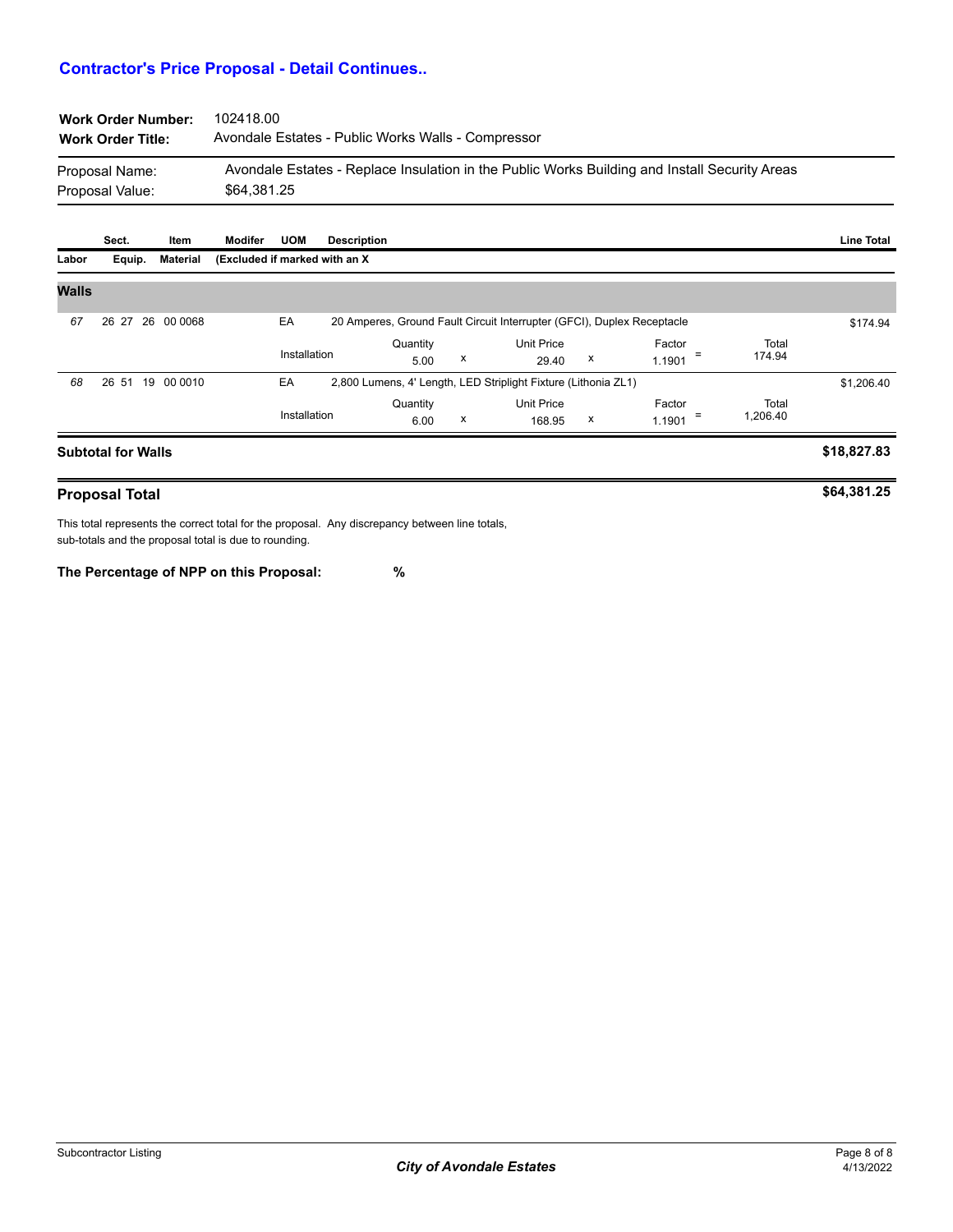## Contractor's Price Proposal - Detail Continues..

**Work Order Number:** 102418.00
**Work Order Title:** Avondale Estates - Public Works Walls - Compressor

Proposal Name: Avondale Estates - Replace Insulation in the Public Works Building and Install Security Areas
Proposal Value: $64,381.25

| Sect. | Item | Modifer | UOM | Description | | | | Line Total |
|---|---|---|---|---|---|---|---|---|
| Labor Equip. | Material | (Excluded if marked with an X | | | | | | |
| **Walls** | | | | | | | | |
| 67 | 26 27 26 00 0068 | | EA | 20 Amperes, Ground Fault Circuit Interrupter (GFCI), Duplex Receptacle | | | | $174.94 |
| | | | Installation | Quantity 5.00 x | Unit Price 29.40 x | Factor 1.1901 = | Total 174.94 | |
| 68 | 26 51 19 00 0010 | | EA | 2,800 Lumens, 4' Length, LED Striplight Fixture (Lithonia ZL1) | | | | $1,206.40 |
| | | | Installation | Quantity 6.00 x | Unit Price 168.95 x | Factor 1.1901 = | Total 1,206.40 | |
| **Subtotal for Walls** | | | | | | | | **$18,827.83** |
| **Proposal Total** | | | | | | | | **$64,381.25** |

This total represents the correct total for the proposal. Any discrepancy between line totals, sub-totals and the proposal total is due to rounding.

**The Percentage of NPP on this Proposal: %**

Subcontractor Listing

***City of Avondale Estates***

4/13/2022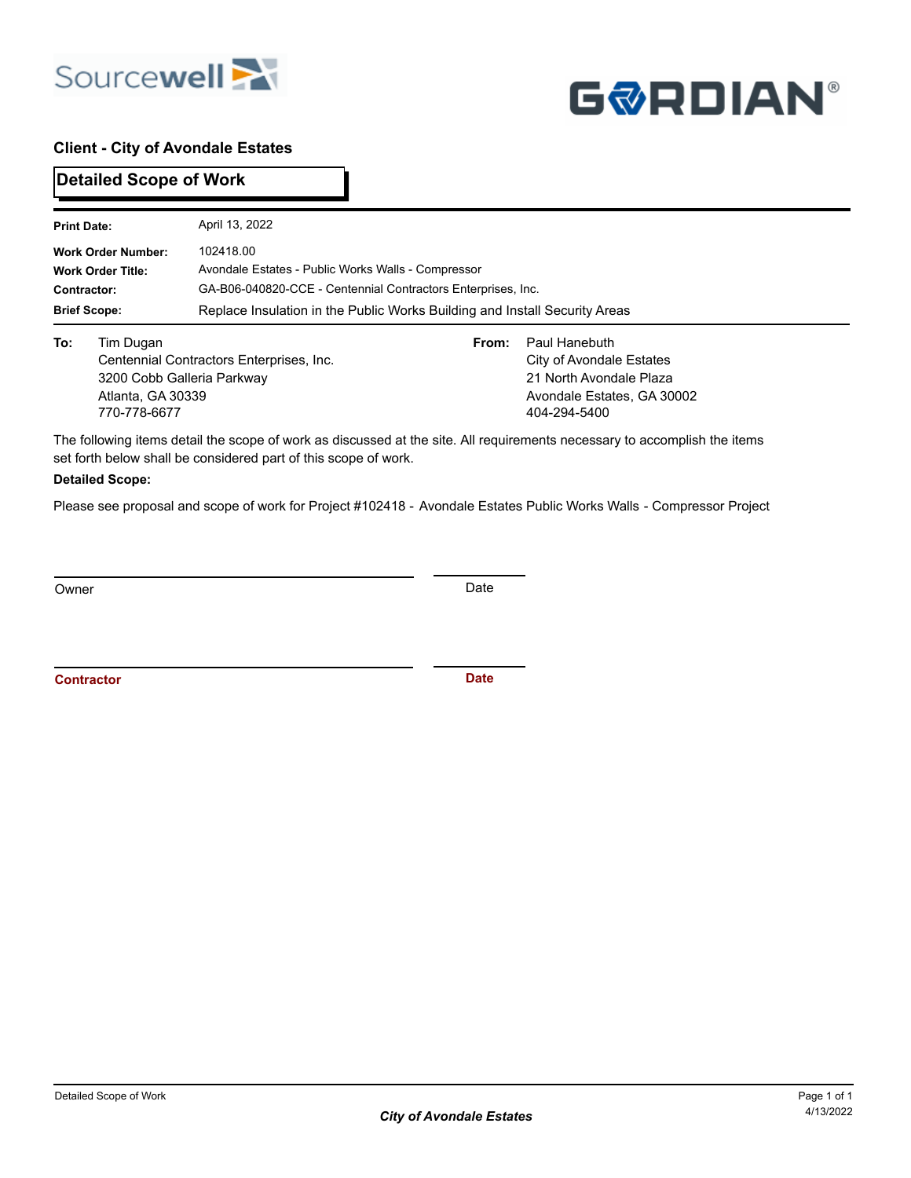**Client - City of Avondale Estates**

## Detailed Scope of Work

| | |
|---|---|
| **Print Date:** | April 13, 2022 |
| **Work Order Number:** | 102418.00 |
| **Work Order Title:** | Avondale Estates - Public Works Walls - Compressor |
| **Contractor:** | GA-B06-040820-CCE - Centennial Contractors Enterprises, Inc. |
| **Brief Scope:** | Replace Insulation in the Public Works Building and Install Security Areas |

**To:** Tim Dugan
Centennial Contractors Enterprises, Inc.
3200 Cobb Galleria Parkway
Atlanta, GA 30339
770-778-6677

**From:** Paul Hanebuth
City of Avondale Estates
21 North Avondale Plaza
Avondale Estates, GA 30002
404-294-5400

The following items detail the scope of work as discussed at the site. All requirements necessary to accomplish the items set forth below shall be considered part of this scope of work.

**Detailed Scope:**

Please see proposal and scope of work for Project #102418 - Avondale Estates Public Works Walls - Compressor Project

______________________________ ____________
Owner Date

______________________________ ____________
**Contractor** **Date**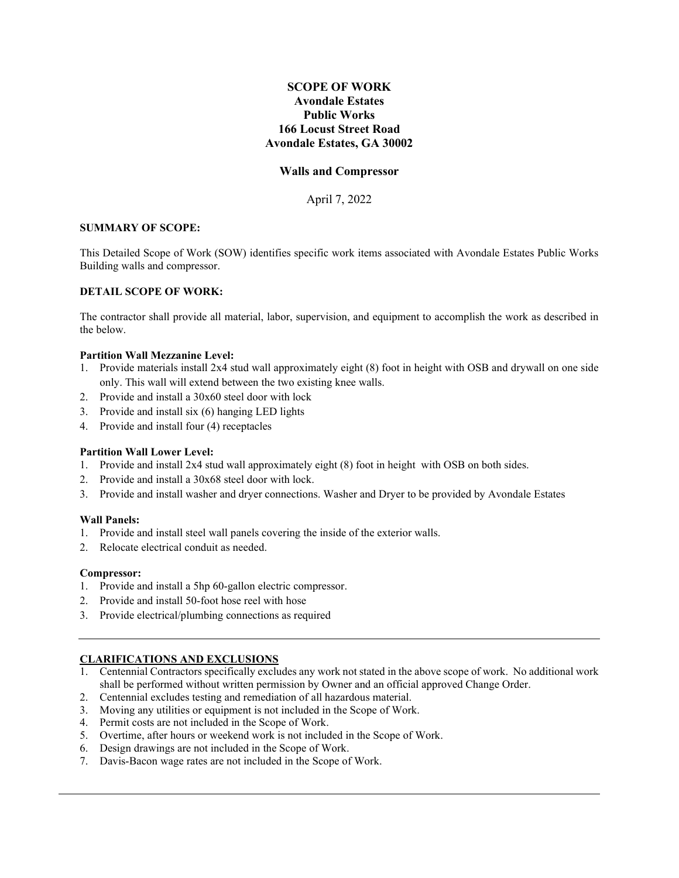# SCOPE OF WORK
## Avondale Estates
## Public Works
## 166 Locust Street Road
## Avondale Estates, GA 30002

### Walls and Compressor

April 7, 2022

**SUMMARY OF SCOPE:**

This Detailed Scope of Work (SOW) identifies specific work items associated with Avondale Estates Public Works Building walls and compressor.

**DETAIL SCOPE OF WORK:**

The contractor shall provide all material, labor, supervision, and equipment to accomplish the work as described in the below.

**Partition Wall Mezzanine Level:**

1. Provide materials install 2x4 stud wall approximately eight (8) foot in height with OSB and drywall on one side only. This wall will extend between the two existing knee walls.
2. Provide and install a 30x60 steel door with lock
3. Provide and install six (6) hanging LED lights
4. Provide and install four (4) receptacles

**Partition Wall Lower Level:**

1. Provide and install 2x4 stud wall approximately eight (8) foot in height with OSB on both sides.
2. Provide and install a 30x68 steel door with lock.
3. Provide and install washer and dryer connections. Washer and Dryer to be provided by Avondale Estates

**Wall Panels:**

1. Provide and install steel wall panels covering the inside of the exterior walls.
2. Relocate electrical conduit as needed.

**Compressor:**

1. Provide and install a 5hp 60-gallon electric compressor.
2. Provide and install 50-foot hose reel with hose
3. Provide electrical/plumbing connections as required

---

**<u>CLARIFICATIONS AND EXCLUSIONS</u>**

1. Centennial Contractors specifically excludes any work not stated in the above scope of work. No additional work shall be performed without written permission by Owner and an official approved Change Order.
2. Centennial excludes testing and remediation of all hazardous material.
3. Moving any utilities or equipment is not included in the Scope of Work.
4. Permit costs are not included in the Scope of Work.
5. Overtime, after hours or weekend work is not included in the Scope of Work.
6. Design drawings are not included in the Scope of Work.
7. Davis-Bacon wage rates are not included in the Scope of Work.

---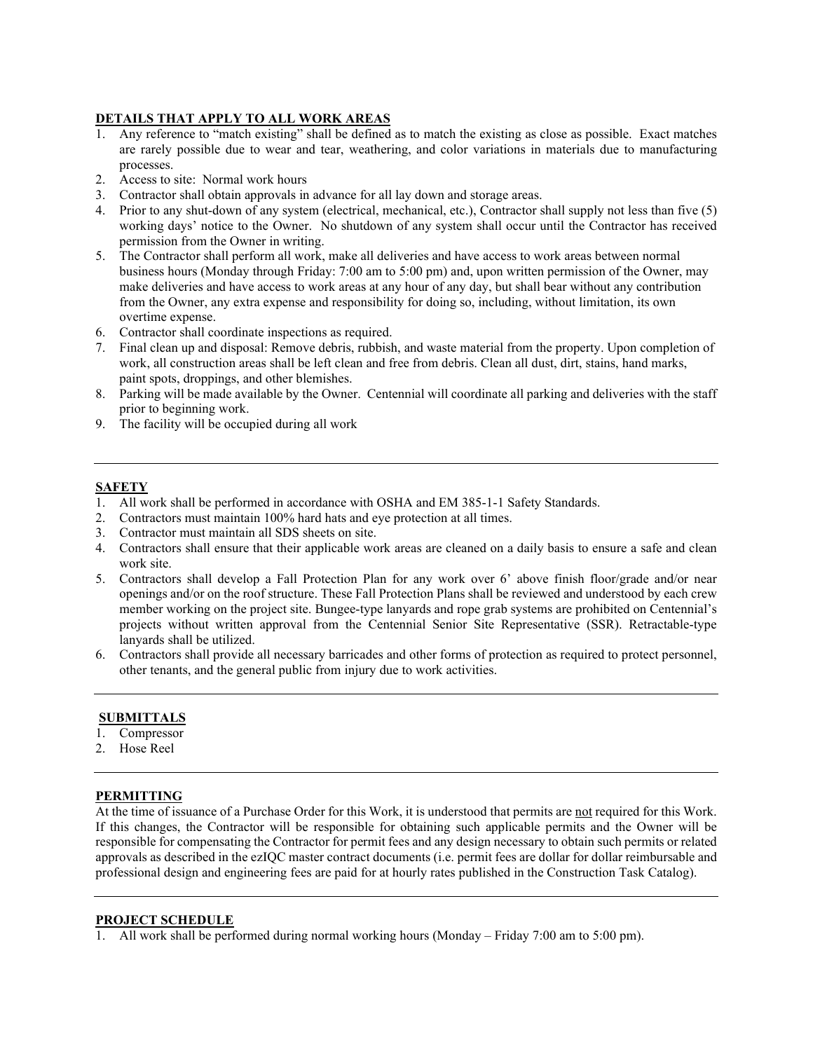**DETAILS THAT APPLY TO ALL WORK AREAS**

1. Any reference to "match existing" shall be defined as to match the existing as close as possible. Exact matches are rarely possible due to wear and tear, weathering, and color variations in materials due to manufacturing processes.
2. Access to site: Normal work hours
3. Contractor shall obtain approvals in advance for all lay down and storage areas.
4. Prior to any shut-down of any system (electrical, mechanical, etc.), Contractor shall supply not less than five (5) working days' notice to the Owner. No shutdown of any system shall occur until the Contractor has received permission from the Owner in writing.
5. The Contractor shall perform all work, make all deliveries and have access to work areas between normal business hours (Monday through Friday: 7:00 am to 5:00 pm) and, upon written permission of the Owner, may make deliveries and have access to work areas at any hour of any day, but shall bear without any contribution from the Owner, any extra expense and responsibility for doing so, including, without limitation, its own overtime expense.
6. Contractor shall coordinate inspections as required.
7. Final clean up and disposal: Remove debris, rubbish, and waste material from the property. Upon completion of work, all construction areas shall be left clean and free from debris. Clean all dust, dirt, stains, hand marks, paint spots, droppings, and other blemishes.
8. Parking will be made available by the Owner. Centennial will coordinate all parking and deliveries with the staff prior to beginning work.
9. The facility will be occupied during all work

---

**SAFETY**

1. All work shall be performed in accordance with OSHA and EM 385-1-1 Safety Standards.
2. Contractors must maintain 100% hard hats and eye protection at all times.
3. Contractor must maintain all SDS sheets on site.
4. Contractors shall ensure that their applicable work areas are cleaned on a daily basis to ensure a safe and clean work site.
5. Contractors shall develop a Fall Protection Plan for any work over 6' above finish floor/grade and/or near openings and/or on the roof structure. These Fall Protection Plans shall be reviewed and understood by each crew member working on the project site. Bungee-type lanyards and rope grab systems are prohibited on Centennial's projects without written approval from the Centennial Senior Site Representative (SSR). Retractable-type lanyards shall be utilized.
6. Contractors shall provide all necessary barricades and other forms of protection as required to protect personnel, other tenants, and the general public from injury due to work activities.

---

**SUBMITTALS**

1. Compressor
2. Hose Reel

---

**PERMITTING**

At the time of issuance of a Purchase Order for this Work, it is understood that permits are <u>not</u> required for this Work. If this changes, the Contractor will be responsible for obtaining such applicable permits and the Owner will be responsible for compensating the Contractor for permit fees and any design necessary to obtain such permits or related approvals as described in the ezIQC master contract documents (i.e. permit fees are dollar for dollar reimbursable and professional design and engineering fees are paid for at hourly rates published in the Construction Task Catalog).

---

**PROJECT SCHEDULE**

1. All work shall be performed during normal working hours (Monday – Friday 7:00 am to 5:00 pm).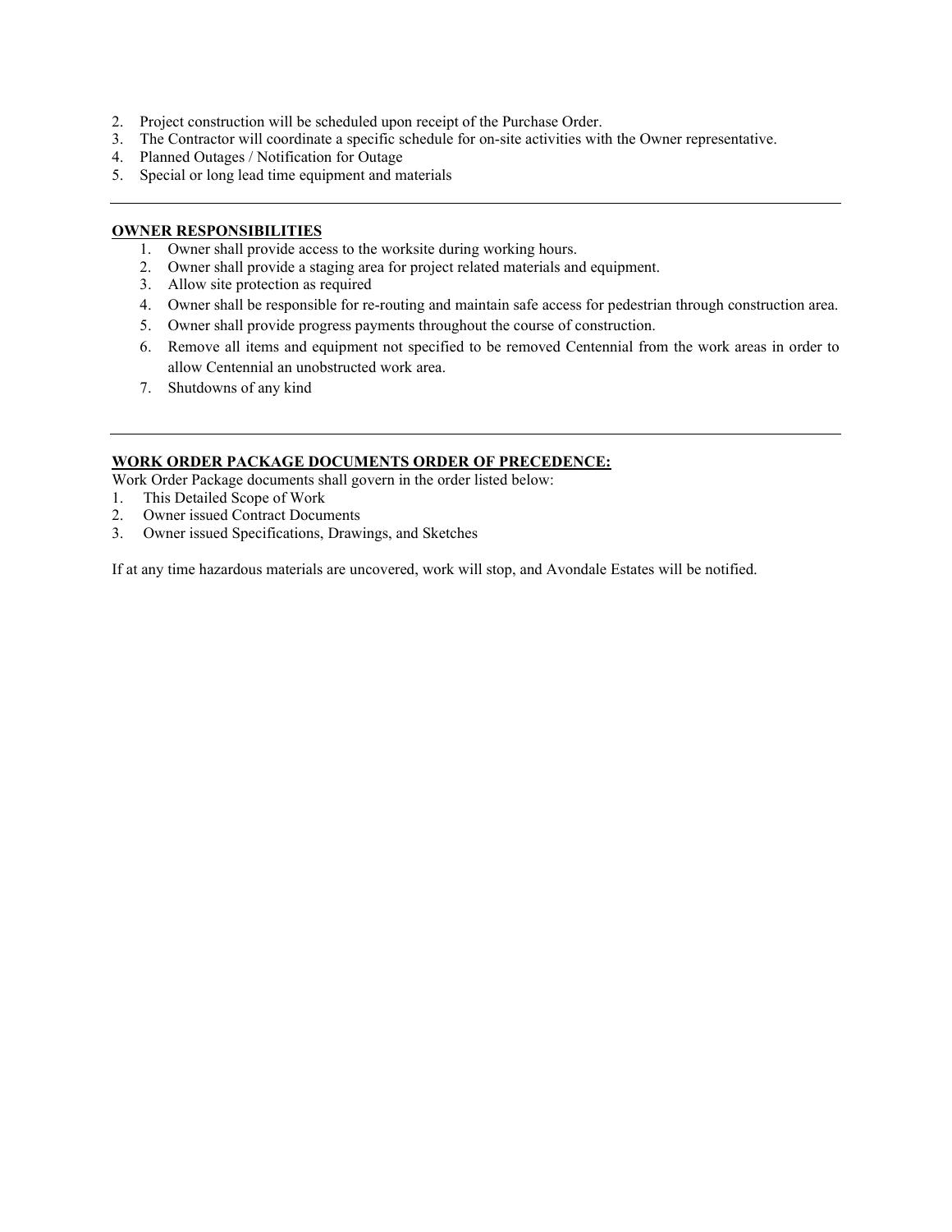2. Project construction will be scheduled upon receipt of the Purchase Order.
3. The Contractor will coordinate a specific schedule for on-site activities with the Owner representative.
4. Planned Outages / Notification for Outage
5. Special or long lead time equipment and materials

---

**OWNER RESPONSIBILITIES**

1. Owner shall provide access to the worksite during working hours.
2. Owner shall provide a staging area for project related materials and equipment.
3. Allow site protection as required
4. Owner shall be responsible for re-routing and maintain safe access for pedestrian through construction area.
5. Owner shall provide progress payments throughout the course of construction.
6. Remove all items and equipment not specified to be removed Centennial from the work areas in order to allow Centennial an unobstructed work area.
7. Shutdowns of any kind

---

**WORK ORDER PACKAGE DOCUMENTS ORDER OF PRECEDENCE:**

Work Order Package documents shall govern in the order listed below:

1. This Detailed Scope of Work
2. Owner issued Contract Documents
3. Owner issued Specifications, Drawings, and Sketches

If at any time hazardous materials are uncovered, work will stop, and Avondale Estates will be notified.